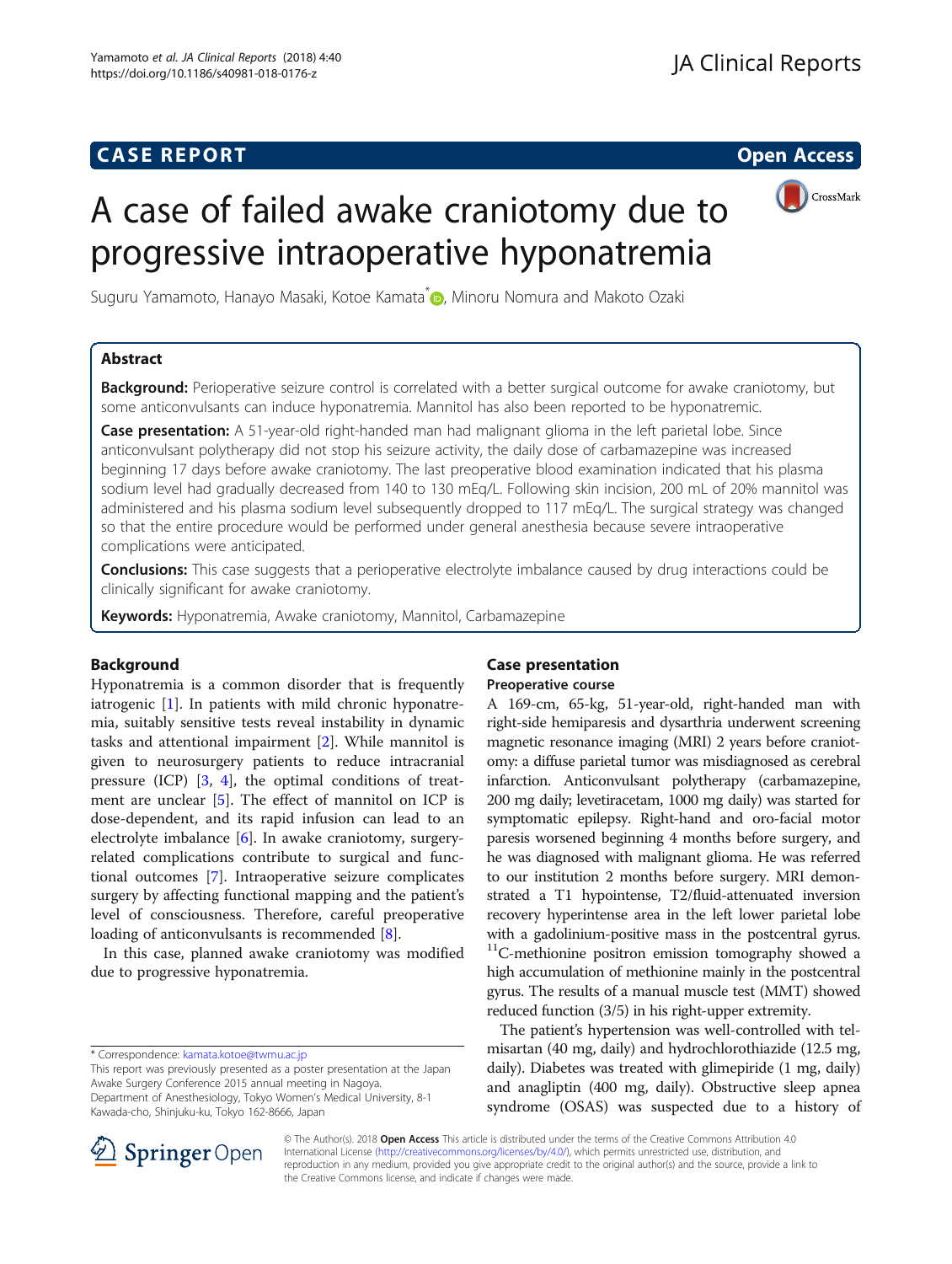CASE REPORT

Open Access

# A case of failed awake craniotomy due to progressive intraoperative hyponatremia

Suguru Yamamoto, Hanayo Masaki, Kotoe Kamata*, Minoru Nomura and Makoto Ozaki

## Abstract

**Background:** Perioperative seizure control is correlated with a better surgical outcome for awake craniotomy, but some anticonvulsants can induce hyponatremia. Mannitol has also been reported to be hyponatremic.

**Case presentation:** A 51-year-old right-handed man had malignant glioma in the left parietal lobe. Since anticonvulsant polytherapy did not stop his seizure activity, the daily dose of carbamazepine was increased beginning 17 days before awake craniotomy. The last preoperative blood examination indicated that his plasma sodium level had gradually decreased from 140 to 130 mEq/L. Following skin incision, 200 mL of 20% mannitol was administered and his plasma sodium level subsequently dropped to 117 mEq/L. The surgical strategy was changed so that the entire procedure would be performed under general anesthesia because severe intraoperative complications were anticipated.

**Conclusions:** This case suggests that a perioperative electrolyte imbalance caused by drug interactions could be clinically significant for awake craniotomy.

**Keywords:** Hyponatremia, Awake craniotomy, Mannitol, Carbamazepine

## Background

Hyponatremia is a common disorder that is frequently iatrogenic [1]. In patients with mild chronic hyponatremia, suitably sensitive tests reveal instability in dynamic tasks and attentional impairment [2]. While mannitol is given to neurosurgery patients to reduce intracranial pressure (ICP) [3, 4], the optimal conditions of treatment are unclear [5]. The effect of mannitol on ICP is dose-dependent, and its rapid infusion can lead to an electrolyte imbalance [6]. In awake craniotomy, surgery-related complications contribute to surgical and functional outcomes [7]. Intraoperative seizure complicates surgery by affecting functional mapping and the patient's level of consciousness. Therefore, careful preoperative loading of anticonvulsants is recommended [8].

In this case, planned awake craniotomy was modified due to progressive hyponatremia.

## Case presentation

### Preoperative course

A 169-cm, 65-kg, 51-year-old, right-handed man with right-side hemiparesis and dysarthria underwent screening magnetic resonance imaging (MRI) 2 years before craniotomy: a diffuse parietal tumor was misdiagnosed as cerebral infarction. Anticonvulsant polytherapy (carbamazepine, 200 mg daily; levetiracetam, 1000 mg daily) was started for symptomatic epilepsy. Right-hand and oro-facial motor paresis worsened beginning 4 months before surgery, and he was diagnosed with malignant glioma. He was referred to our institution 2 months before surgery. MRI demonstrated a T1 hypointense, T2/fluid-attenuated inversion recovery hyperintense area in the left lower parietal lobe with a gadolinium-positive mass in the postcentral gyrus. $^{11}$C-methionine positron emission tomography showed a high accumulation of methionine mainly in the postcentral gyrus. The results of a manual muscle test (MMT) showed reduced function (3/5) in his right-upper extremity.

The patient's hypertension was well-controlled with telmisartan (40 mg, daily) and hydrochlorothiazide (12.5 mg, daily). Diabetes was treated with glimepiride (1 mg, daily) and anagliptin (400 mg, daily). Obstructive sleep apnea syndrome (OSAS) was suspected due to a history of

\* Correspondence: kamata.kotoe@twmu.ac.jp

This report was previously presented as a poster presentation at the Japan Awake Surgery Conference 2015 annual meeting in Nagoya.

Department of Anesthesiology, Tokyo Women's Medical University, 8-1 Kawada-cho, Shinjuku-ku, Tokyo 162-8666, Japan

© The Author(s). 2018 **Open Access** This article is distributed under the terms of the Creative Commons Attribution 4.0 International License (http://creativecommons.org/licenses/by/4.0/), which permits unrestricted use, distribution, and reproduction in any medium, provided you give appropriate credit to the original author(s) and the source, provide a link to the Creative Commons license, and indicate if changes were made.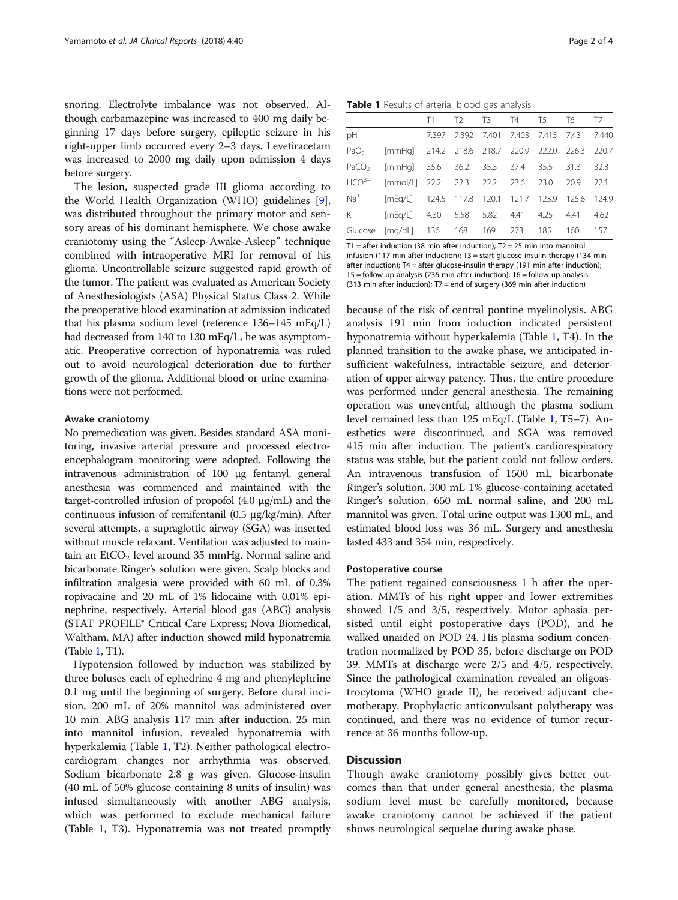snoring. Electrolyte imbalance was not observed. Although carbamazepine was increased to 400 mg daily beginning 17 days before surgery, epileptic seizure in his right-upper limb occurred every 2–3 days. Levetiracetam was increased to 2000 mg daily upon admission 4 days before surgery.

The lesion, suspected grade III glioma according to the World Health Organization (WHO) guidelines [9], was distributed throughout the primary motor and sensory areas of his dominant hemisphere. We chose awake craniotomy using the "Asleep-Awake-Asleep" technique combined with intraoperative MRI for removal of his glioma. Uncontrollable seizure suggested rapid growth of the tumor. The patient was evaluated as American Society of Anesthesiologists (ASA) Physical Status Class 2. While the preoperative blood examination at admission indicated that his plasma sodium level (reference 136–145 mEq/L) had decreased from 140 to 130 mEq/L, he was asymptomatic. Preoperative correction of hyponatremia was ruled out to avoid neurological deterioration due to further growth of the glioma. Additional blood or urine examinations were not performed.

### Awake craniotomy

No premedication was given. Besides standard ASA monitoring, invasive arterial pressure and processed electroencephalogram monitoring were adopted. Following the intravenous administration of 100 μg fentanyl, general anesthesia was commenced and maintained with the target-controlled infusion of propofol (4.0 μg/mL) and the continuous infusion of remifentanil (0.5 μg/kg/min). After several attempts, a supraglottic airway (SGA) was inserted without muscle relaxant. Ventilation was adjusted to maintain an $EtCO_2$ level around 35 mmHg. Normal saline and bicarbonate Ringer's solution were given. Scalp blocks and infiltration analgesia were provided with 60 mL of 0.3% ropivacaine and 20 mL of 1% lidocaine with 0.01% epinephrine, respectively. Arterial blood gas (ABG) analysis (STAT PROFILE® Critical Care Express; Nova Biomedical, Waltham, MA) after induction showed mild hyponatremia (Table 1, T1).

Hypotension followed by induction was stabilized by three boluses each of ephedrine 4 mg and phenylephrine 0.1 mg until the beginning of surgery. Before dural incision, 200 mL of 20% mannitol was administered over 10 min. ABG analysis 117 min after induction, 25 min into mannitol infusion, revealed hyponatremia with hyperkalemia (Table 1, T2). Neither pathological electrocardiogram changes nor arrhythmia was observed. Sodium bicarbonate 2.8 g was given. Glucose-insulin (40 mL of 50% glucose containing 8 units of insulin) was infused simultaneously with another ABG analysis, which was performed to exclude mechanical failure (Table 1, T3). Hyponatremia was not treated promptly because of the risk of central pontine myelinolysis. ABG analysis 191 min from induction indicated persistent hyponatremia without hyperkalemia (Table 1, T4). In the planned transition to the awake phase, we anticipated insufficient wakefulness, intractable seizure, and deterioration of upper airway patency. Thus, the entire procedure was performed under general anesthesia. The remaining operation was uneventful, although the plasma sodium level remained less than 125 mEq/L (Table 1, T5–7). Anesthetics were discontinued, and SGA was removed 415 min after induction. The patient's cardiorespiratory status was stable, but the patient could not follow orders. An intravenous transfusion of 1500 mL bicarbonate Ringer's solution, 300 mL 1% glucose-containing acetated Ringer's solution, 650 mL normal saline, and 200 mL mannitol was given. Total urine output was 1300 mL, and estimated blood loss was 36 mL. Surgery and anesthesia lasted 433 and 354 min, respectively.

**Table 1** Results of arterial blood gas analysis

| | | T1 | T2 | T3 | T4 | T5 | T6 | T7 |
|---|---|---|---|---|---|---|---|---|
| pH | | 7.397 | 7.392 | 7.401 | 7.403 | 7.415 | 7.431 | 7.440 |
| $PaO_2$ | [mmHg] | 214.2 | 218.6 | 218.7 | 220.9 | 222.0 | 226.3 | 220.7 |
| $PaCO_2$ | [mmHg] | 35.6 | 36.2 | 35.3 | 37.4 | 35.5 | 31.3 | 32.3 |
| $HCO^{3-}$ | [mmol/L] | 22.2 | 22.3 | 22.2 | 23.6 | 23.0 | 20.9 | 22.1 |
| $Na^+$ | [mEq/L] | 124.5 | 117.8 | 120.1 | 121.7 | 123.9 | 125.6 | 124.9 |
| $K^+$ | [mEq/L] | 4.30 | 5.58 | 5.82 | 4.41 | 4.25 | 4.41 | 4.62 |
| Glucose | [mg/dL] | 136 | 168 | 169 | 273 | 185 | 160 | 157 |

T1 = after induction (38 min after induction); T2 = 25 min into mannitol infusion (117 min after induction); T3 = start glucose-insulin therapy (134 min after induction); T4 = after glucose-insulin therapy (191 min after induction); T5 = follow-up analysis (236 min after induction); T6 = follow-up analysis (313 min after induction); T7 = end of surgery (369 min after induction)

### Postoperative course

The patient regained consciousness 1 h after the operation. MMTs of his right upper and lower extremities showed 1/5 and 3/5, respectively. Motor aphasia persisted until eight postoperative days (POD), and he walked unaided on POD 24. His plasma sodium concentration normalized by POD 35, before discharge on POD 39. MMTs at discharge were 2/5 and 4/5, respectively. Since the pathological examination revealed an oligoastrocytoma (WHO grade II), he received adjuvant chemotherapy. Prophylactic anticonvulsant polytherapy was continued, and there was no evidence of tumor recurrence at 36 months follow-up.

## Discussion

Though awake craniotomy possibly gives better outcomes than that under general anesthesia, the plasma sodium level must be carefully monitored, because awake craniotomy cannot be achieved if the patient shows neurological sequelae during awake phase.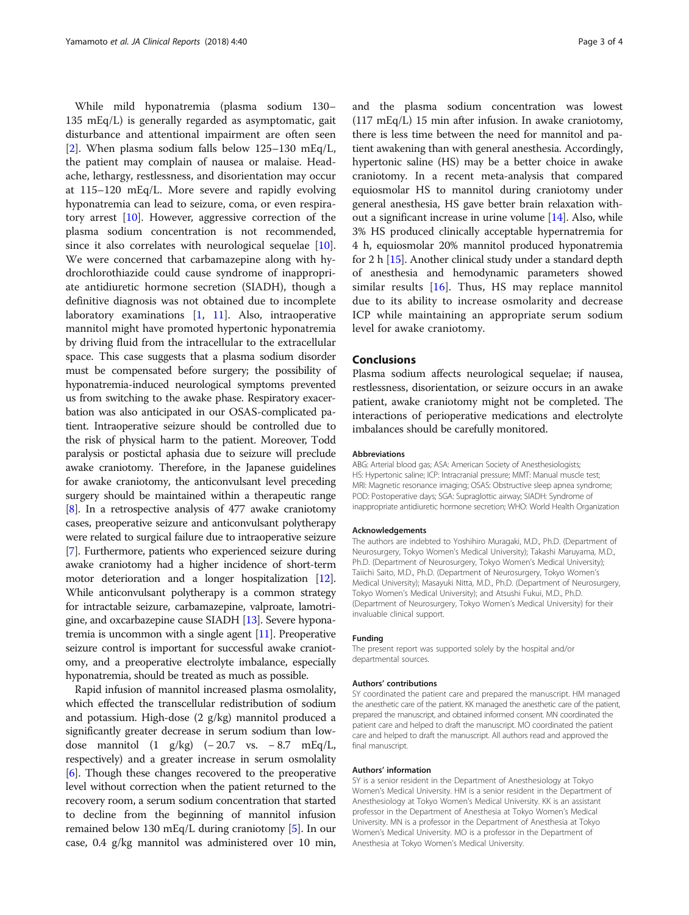While mild hyponatremia (plasma sodium 130–135 mEq/L) is generally regarded as asymptomatic, gait disturbance and attentional impairment are often seen [2]. When plasma sodium falls below 125–130 mEq/L, the patient may complain of nausea or malaise. Headache, lethargy, restlessness, and disorientation may occur at 115–120 mEq/L. More severe and rapidly evolving hyponatremia can lead to seizure, coma, or even respiratory arrest [10]. However, aggressive correction of the plasma sodium concentration is not recommended, since it also correlates with neurological sequelae [10]. We were concerned that carbamazepine along with hydrochlorothiazide could cause syndrome of inappropriate antidiuretic hormone secretion (SIADH), though a definitive diagnosis was not obtained due to incomplete laboratory examinations [1, 11]. Also, intraoperative mannitol might have promoted hypertonic hyponatremia by driving fluid from the intracellular to the extracellular space. This case suggests that a plasma sodium disorder must be compensated before surgery; the possibility of hyponatremia-induced neurological symptoms prevented us from switching to the awake phase. Respiratory exacerbation was also anticipated in our OSAS-complicated patient. Intraoperative seizure should be controlled due to the risk of physical harm to the patient. Moreover, Todd paralysis or postictal aphasia due to seizure will preclude awake craniotomy. Therefore, in the Japanese guidelines for awake craniotomy, the anticonvulsant level preceding surgery should be maintained within a therapeutic range [8]. In a retrospective analysis of 477 awake craniotomy cases, preoperative seizure and anticonvulsant polytherapy were related to surgical failure due to intraoperative seizure [7]. Furthermore, patients who experienced seizure during awake craniotomy had a higher incidence of short-term motor deterioration and a longer hospitalization [12]. While anticonvulsant polytherapy is a common strategy for intractable seizure, carbamazepine, valproate, lamotrigine, and oxcarbazepine cause SIADH [13]. Severe hyponatremia is uncommon with a single agent [11]. Preoperative seizure control is important for successful awake craniotomy, and a preoperative electrolyte imbalance, especially hyponatremia, should be treated as much as possible.

Rapid infusion of mannitol increased plasma osmolality, which effected the transcellular redistribution of sodium and potassium. High-dose (2 g/kg) mannitol produced a significantly greater decrease in serum sodium than low-dose mannitol (1 g/kg) (− 20.7 vs. − 8.7 mEq/L, respectively) and a greater increase in serum osmolality [6]. Though these changes recovered to the preoperative level without correction when the patient returned to the recovery room, a serum sodium concentration that started to decline from the beginning of mannitol infusion remained below 130 mEq/L during craniotomy [5]. In our case, 0.4 g/kg mannitol was administered over 10 min, and the plasma sodium concentration was lowest (117 mEq/L) 15 min after infusion. In awake craniotomy, there is less time between the need for mannitol and patient awakening than with general anesthesia. Accordingly, hypertonic saline (HS) may be a better choice in awake craniotomy. In a recent meta-analysis that compared equiosmolar HS to mannitol during craniotomy under general anesthesia, HS gave better brain relaxation without a significant increase in urine volume [14]. Also, while 3% HS produced clinically acceptable hypernatremia for 4 h, equiosmolar 20% mannitol produced hyponatremia for 2 h [15]. Another clinical study under a standard depth of anesthesia and hemodynamic parameters showed similar results [16]. Thus, HS may replace mannitol due to its ability to increase osmolarity and decrease ICP while maintaining an appropriate serum sodium level for awake craniotomy.

## Conclusions

Plasma sodium affects neurological sequelae; if nausea, restlessness, disorientation, or seizure occurs in an awake patient, awake craniotomy might not be completed. The interactions of perioperative medications and electrolyte imbalances should be carefully monitored.

#### Abbreviations

ABG: Arterial blood gas; ASA: American Society of Anesthesiologists; HS: Hypertonic saline; ICP: Intracranial pressure; MMT: Manual muscle test; MRI: Magnetic resonance imaging; OSAS: Obstructive sleep apnea syndrome; POD: Postoperative days; SGA: Supraglottic airway; SIADH: Syndrome of inappropriate antidiuretic hormone secretion; WHO: World Health Organization

#### Acknowledgements

The authors are indebted to Yoshihiro Muragaki, M.D., Ph.D. (Department of Neurosurgery, Tokyo Women's Medical University); Takashi Maruyama, M.D., Ph.D. (Department of Neurosurgery, Tokyo Women's Medical University); Taiichi Saito, M.D., Ph.D. (Department of Neurosurgery, Tokyo Women's Medical University); Masayuki Nitta, M.D., Ph.D. (Department of Neurosurgery, Tokyo Women's Medical University); and Atsushi Fukui, M.D., Ph.D. (Department of Neurosurgery, Tokyo Women's Medical University) for their invaluable clinical support.

#### Funding

The present report was supported solely by the hospital and/or departmental sources.

#### Authors' contributions

SY coordinated the patient care and prepared the manuscript. HM managed the anesthetic care of the patient. KK managed the anesthetic care of the patient, prepared the manuscript, and obtained informed consent. MN coordinated the patient care and helped to draft the manuscript. MO coordinated the patient care and helped to draft the manuscript. All authors read and approved the final manuscript.

#### Authors' information

SY is a senior resident in the Department of Anesthesiology at Tokyo Women's Medical University. HM is a senior resident in the Department of Anesthesiology at Tokyo Women's Medical University. KK is an assistant professor in the Department of Anesthesia at Tokyo Women's Medical University. MN is a professor in the Department of Anesthesia at Tokyo Women's Medical University. MO is a professor in the Department of Anesthesia at Tokyo Women's Medical University.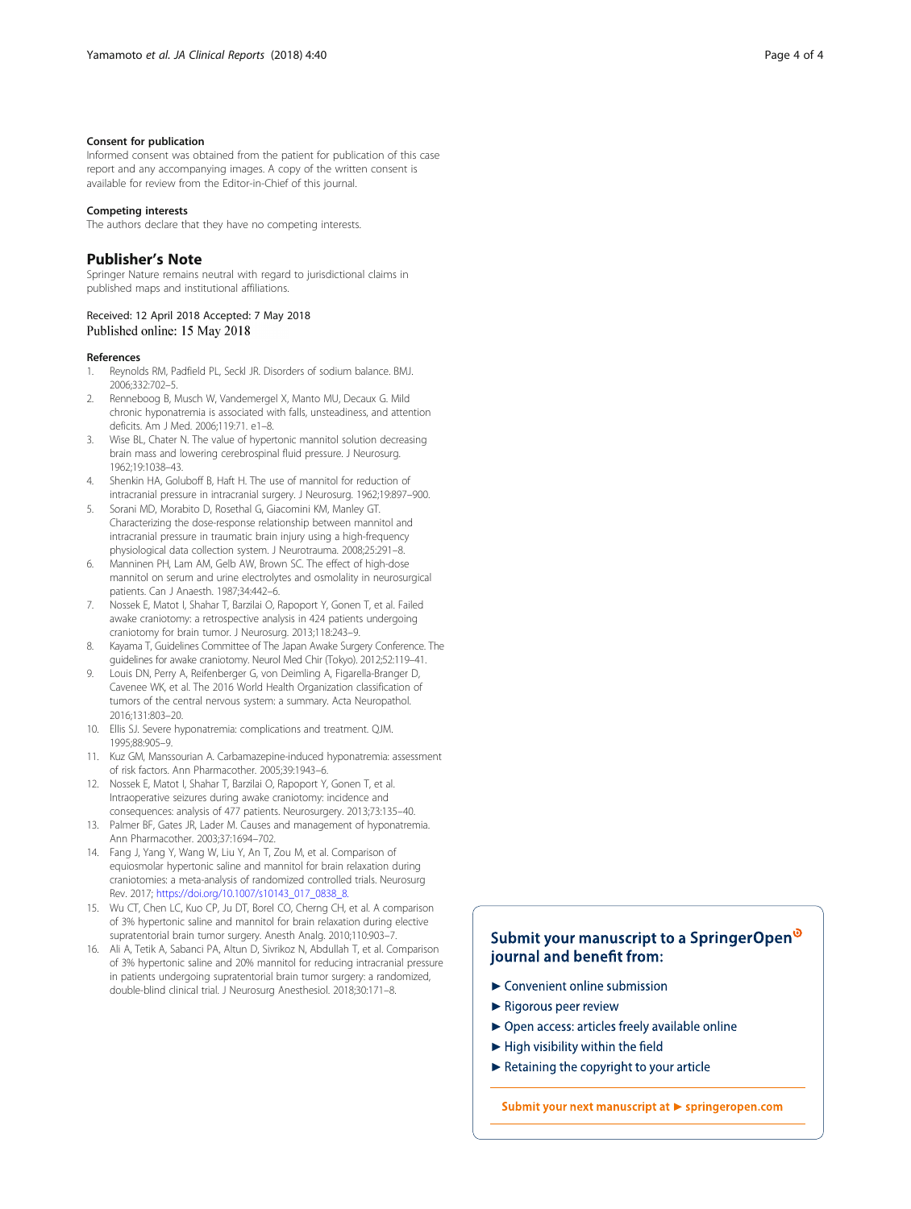### Consent for publication

Informed consent was obtained from the patient for publication of this case report and any accompanying images. A copy of the written consent is available for review from the Editor-in-Chief of this journal.

### Competing interests

The authors declare that they have no competing interests.

## Publisher's Note

Springer Nature remains neutral with regard to jurisdictional claims in published maps and institutional affiliations.

Received: 12 April 2018 Accepted: 7 May 2018
Published online: 15 May 2018

### References

1. Reynolds RM, Padfield PL, Seckl JR. Disorders of sodium balance. BMJ. 2006;332:702–5.
2. Renneboog B, Musch W, Vandemergel X, Manto MU, Decaux G. Mild chronic hyponatremia is associated with falls, unsteadiness, and attention deficits. Am J Med. 2006;119:71. e1–8.
3. Wise BL, Chater N. The value of hypertonic mannitol solution decreasing brain mass and lowering cerebrospinal fluid pressure. J Neurosurg. 1962;19:1038–43.
4. Shenkin HA, Goluboff B, Haft H. The use of mannitol for reduction of intracranial pressure in intracranial surgery. J Neurosurg. 1962;19:897–900.
5. Sorani MD, Morabito D, Rosethal G, Giacomini KM, Manley GT. Characterizing the dose-response relationship between mannitol and intracranial pressure in traumatic brain injury using a high-frequency physiological data collection system. J Neurotrauma. 2008;25:291–8.
6. Manninen PH, Lam AM, Gelb AW, Brown SC. The effect of high-dose mannitol on serum and urine electrolytes and osmolality in neurosurgical patients. Can J Anaesth. 1987;34:442–6.
7. Nossek E, Matot I, Shahar T, Barzilai O, Rapoport Y, Gonen T, et al. Failed awake craniotomy: a retrospective analysis in 424 patients undergoing craniotomy for brain tumor. J Neurosurg. 2013;118:243–9.
8. Kayama T, Guidelines Committee of The Japan Awake Surgery Conference. The guidelines for awake craniotomy. Neurol Med Chir (Tokyo). 2012;52:119–41.
9. Louis DN, Perry A, Reifenberger G, von Deimling A, Figarella-Branger D, Cavenee WK, et al. The 2016 World Health Organization classification of tumors of the central nervous system: a summary. Acta Neuropathol. 2016;131:803–20.
10. Ellis SJ. Severe hyponatremia: complications and treatment. QJM. 1995;88:905–9.
11. Kuz GM, Manssourian A. Carbamazepine-induced hyponatremia: assessment of risk factors. Ann Pharmacother. 2005;39:1943–6.
12. Nossek E, Matot I, Shahar T, Barzilai O, Rapoport Y, Gonen T, et al. Intraoperative seizures during awake craniotomy: incidence and consequences: analysis of 477 patients. Neurosurgery. 2013;73:135–40.
13. Palmer BF, Gates JR, Lader M. Causes and management of hyponatremia. Ann Pharmacother. 2003;37:1694–702.
14. Fang J, Yang Y, Wang W, Liu Y, An T, Zou M, et al. Comparison of equiosmolar hypertonic saline and mannitol for brain relaxation during craniotomies: a meta-analysis of randomized controlled trials. Neurosurg Rev. 2017; https://doi.org/10.1007/s10143_017_0838_8.
15. Wu CT, Chen LC, Kuo CP, Ju DT, Borel CO, Cherng CH, et al. A comparison of 3% hypertonic saline and mannitol for brain relaxation during elective supratentorial brain tumor surgery. Anesth Analg. 2010;110:903–7.
16. Ali A, Tetik A, Sabanci PA, Altun D, Sivrikoz N, Abdullah T, et al. Comparison of 3% hypertonic saline and 20% mannitol for reducing intracranial pressure in patients undergoing supratentorial brain tumor surgery: a randomized, double-blind clinical trial. J Neurosurg Anesthesiol. 2018;30:171–8.

**Submit your manuscript to a SpringerOpen journal and benefit from:**

- ► Convenient online submission
- ► Rigorous peer review
- ► Open access: articles freely available online
- ► High visibility within the field
- ► Retaining the copyright to your article

**Submit your next manuscript at ► springeropen.com**